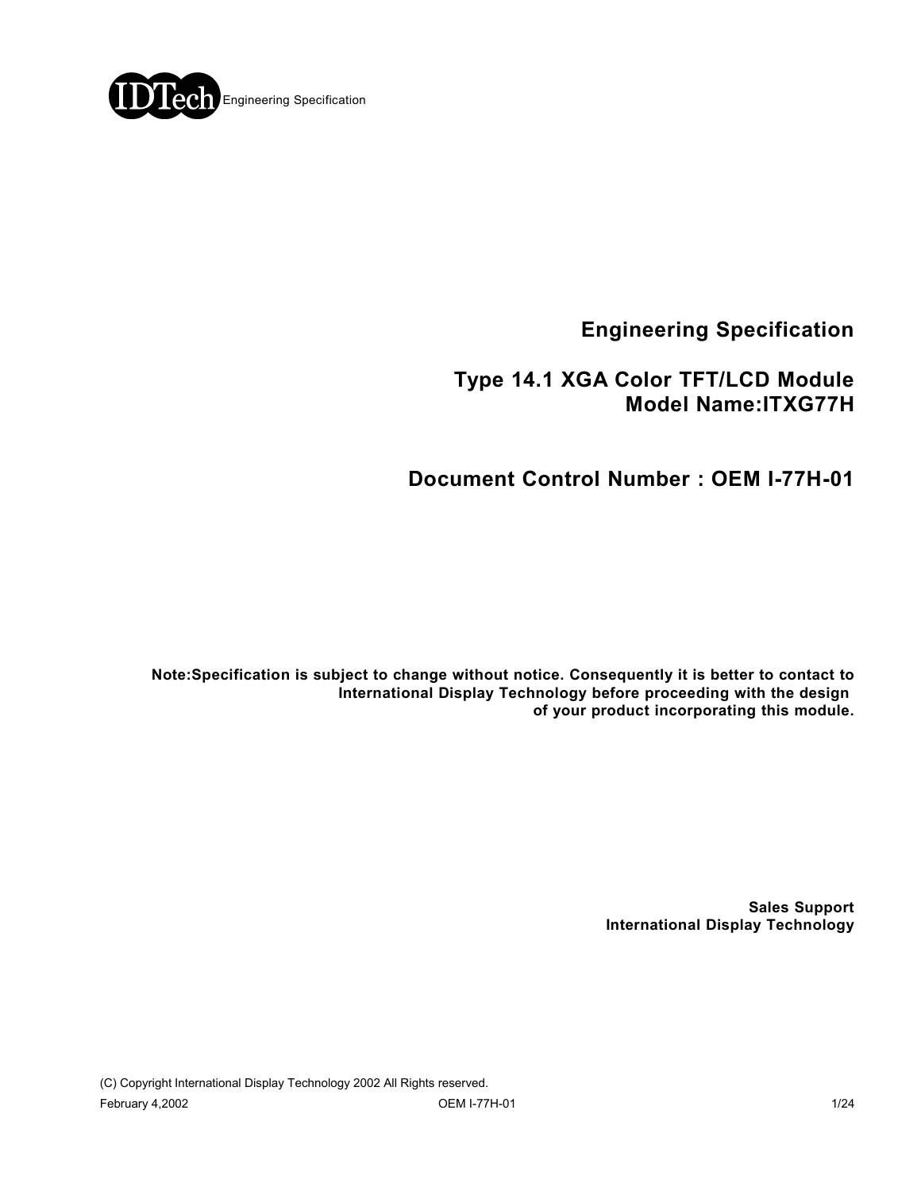IDTech Engineering Specification

# Engineering Specification

## Type 14.1 XGA Color TFT/LCD Module
## Model Name:ITXG77H

## Document Control Number : OEM I-77H-01

**Note:Specification is subject to change without notice. Consequently it is better to contact to International Display Technology before proceeding with the design of your product incorporating this module.**

**Sales Support**
**International Display Technology**

(C) Copyright International Display Technology 2002 All Rights reserved.

February 4,2002 OEM I-77H-01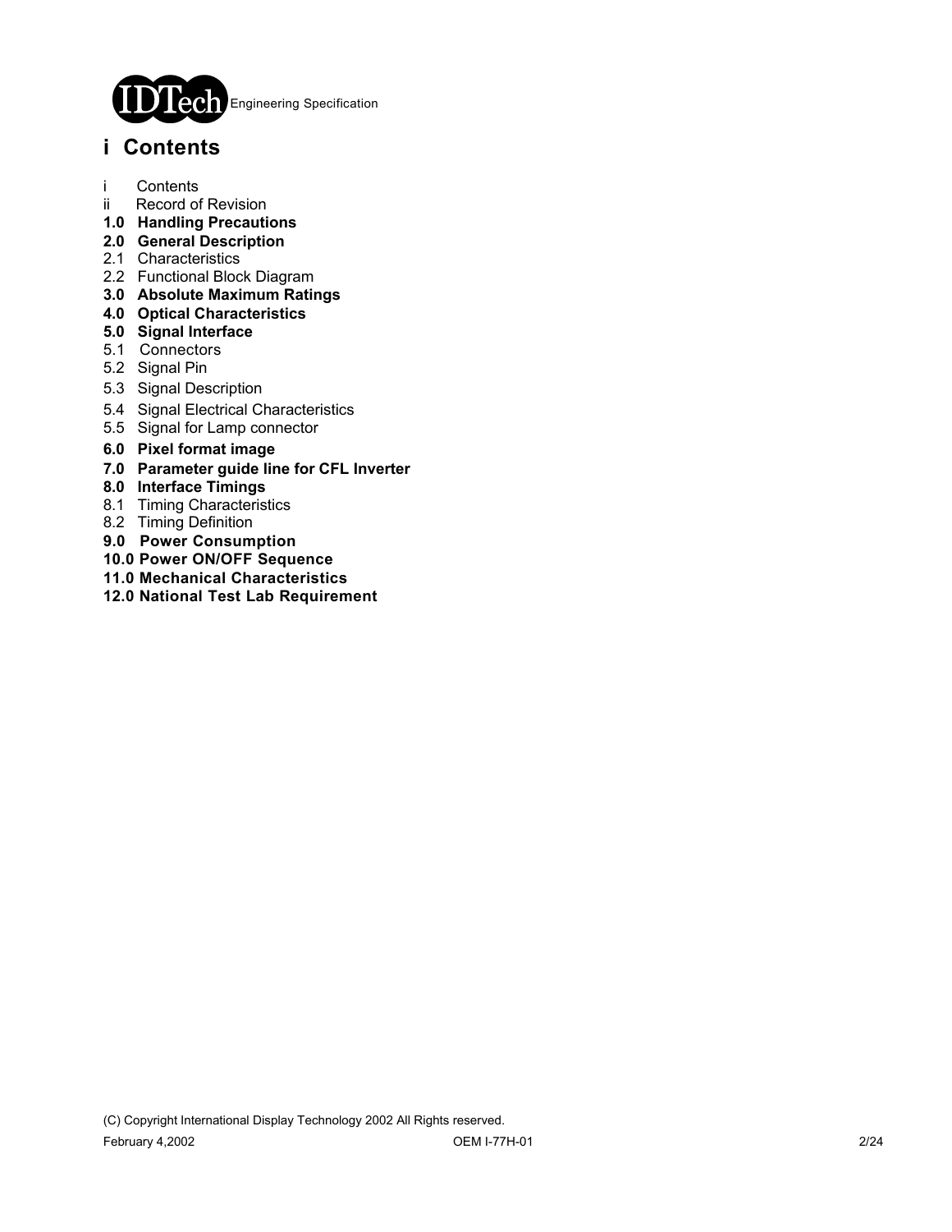# i Contents

i Contents
ii Record of Revision
**1.0 Handling Precautions**
**2.0 General Description**
2.1 Characteristics
2.2 Functional Block Diagram
**3.0 Absolute Maximum Ratings**
**4.0 Optical Characteristics**
**5.0 Signal Interface**
5.1 Connectors
5.2 Signal Pin
5.3 Signal Description
5.4 Signal Electrical Characteristics
5.5 Signal for Lamp connector
**6.0 Pixel format image**
**7.0 Parameter guide line for CFL Inverter**
**8.0 Interface Timings**
8.1 Timing Characteristics
8.2 Timing Definition
**9.0 Power Consumption**
**10.0 Power ON/OFF Sequence**
**11.0 Mechanical Characteristics**
**12.0 National Test Lab Requirement**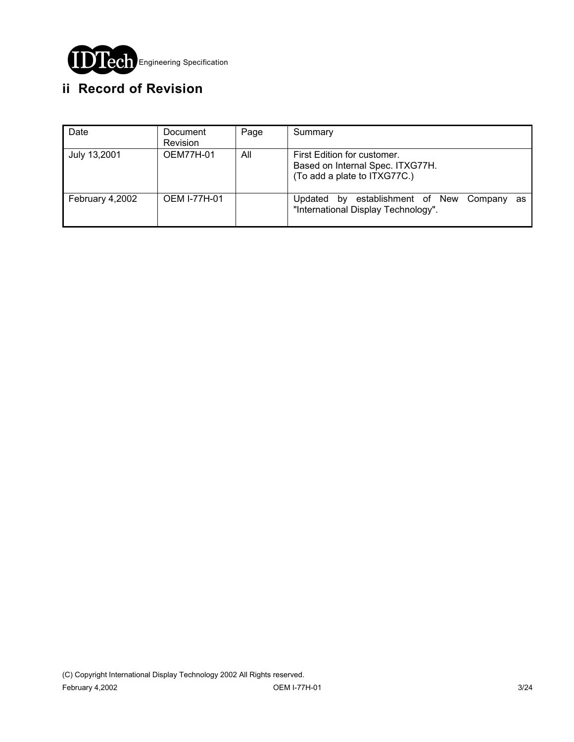## ii Record of Revision

| Date | Document Revision | Page | Summary |
|---|---|---|---|
| July 13,2001 | OEM77H-01 | All | First Edition for customer.<br>Based on Internal Spec. ITXG77H.<br>(To add a plate to ITXG77C.) |
| February 4,2002 | OEM I-77H-01 | | Updated by establishment of New Company as "International Display Technology". |

(C) Copyright International Display Technology 2002 All Rights reserved.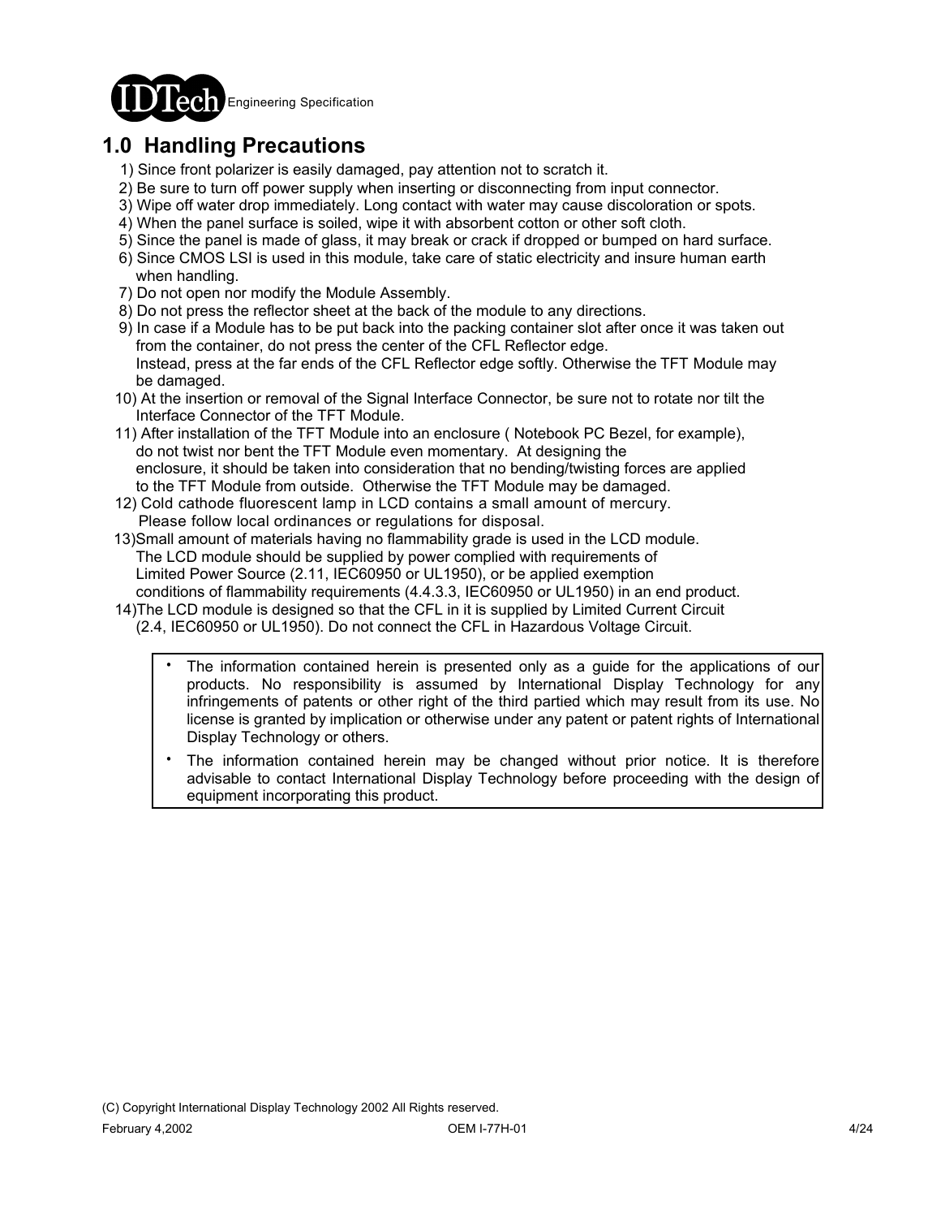# 1.0 Handling Precautions

1) Since front polarizer is easily damaged, pay attention not to scratch it.
2) Be sure to turn off power supply when inserting or disconnecting from input connector.
3) Wipe off water drop immediately. Long contact with water may cause discoloration or spots.
4) When the panel surface is soiled, wipe it with absorbent cotton or other soft cloth.
5) Since the panel is made of glass, it may break or crack if dropped or bumped on hard surface.
6) Since CMOS LSI is used in this module, take care of static electricity and insure human earth when handling.
7) Do not open nor modify the Module Assembly.
8) Do not press the reflector sheet at the back of the module to any directions.
9) In case if a Module has to be put back into the packing container slot after once it was taken out from the container, do not press the center of the CFL Reflector edge.
   Instead, press at the far ends of the CFL Reflector edge softly. Otherwise the TFT Module may be damaged.
10) At the insertion or removal of the Signal Interface Connector, be sure not to rotate nor tilt the Interface Connector of the TFT Module.
11) After installation of the TFT Module into an enclosure ( Notebook PC Bezel, for example), do not twist nor bent the TFT Module even momentary. At designing the enclosure, it should be taken into consideration that no bending/twisting forces are applied to the TFT Module from outside. Otherwise the TFT Module may be damaged.
12) Cold cathode fluorescent lamp in LCD contains a small amount of mercury.
    Please follow local ordinances or regulations for disposal.
13)Small amount of materials having no flammability grade is used in the LCD module. The LCD module should be supplied by power complied with requirements of Limited Power Source (2.11, IEC60950 or UL1950), or be applied exemption conditions of flammability requirements (4.4.3.3, IEC60950 or UL1950) in an end product.
14)The LCD module is designed so that the CFL in it is supplied by Limited Current Circuit (2.4, IEC60950 or UL1950). Do not connect the CFL in Hazardous Voltage Circuit.

- The information contained herein is presented only as a guide for the applications of our products. No responsibility is assumed by International Display Technology for any infringements of patents or other right of the third partied which may result from its use. No license is granted by implication or otherwise under any patent or patent rights of International Display Technology or others.
- The information contained herein may be changed without prior notice. It is therefore advisable to contact International Display Technology before proceeding with the design of equipment incorporating this product.

(C) Copyright International Display Technology 2002 All Rights reserved.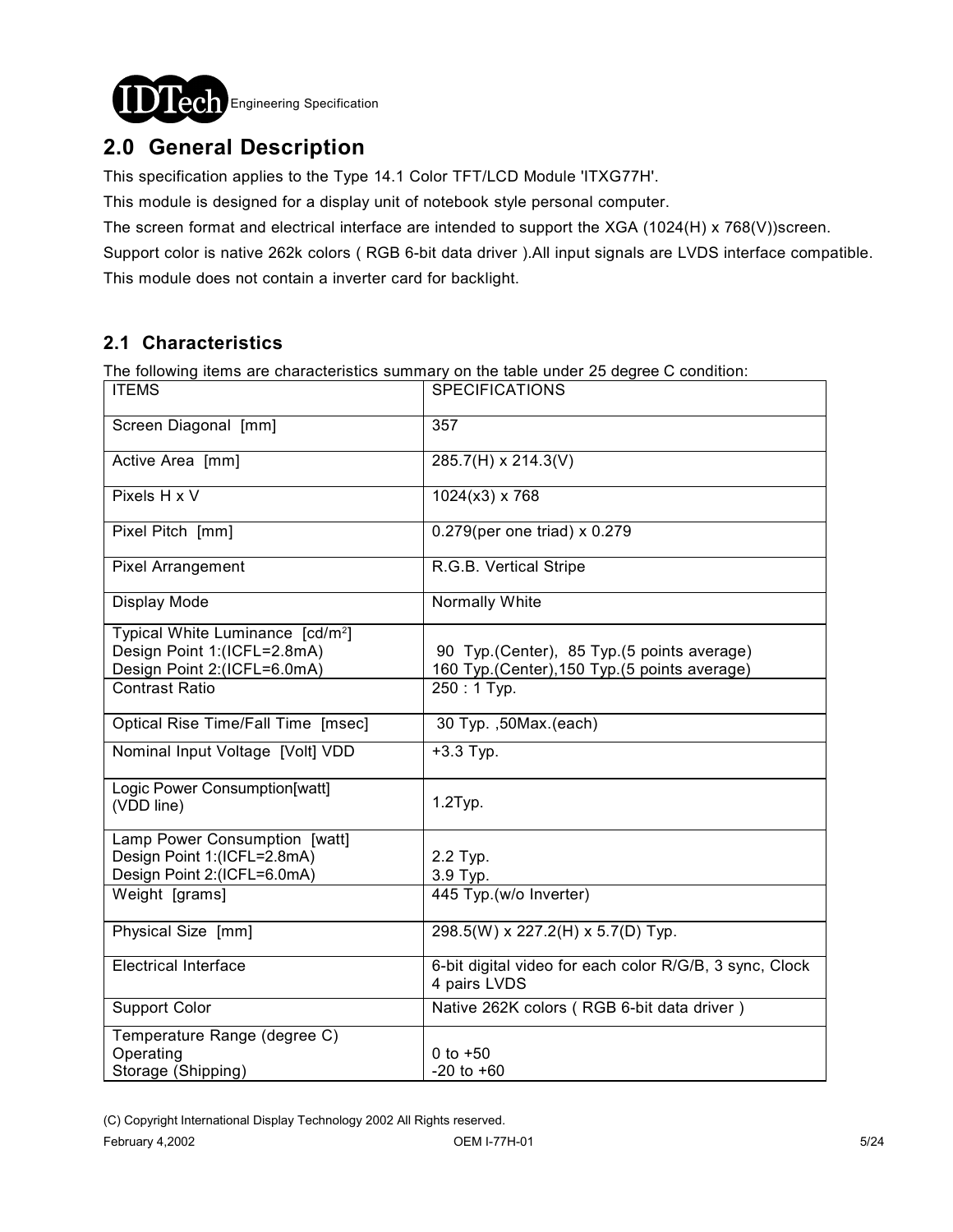## 2.0 General Description

This specification applies to the Type 14.1 Color TFT/LCD Module 'ITXG77H'.

This module is designed for a display unit of notebook style personal computer.

The screen format and electrical interface are intended to support the XGA (1024(H) x 768(V))screen.

Support color is native 262k colors ( RGB 6-bit data driver ).All input signals are LVDS interface compatible.

This module does not contain a inverter card for backlight.

### 2.1 Characteristics

The following items are characteristics summary on the table under 25 degree C condition:

| ITEMS | SPECIFICATIONS |
|---|---|
| Screen Diagonal [mm] | 357 |
| Active Area [mm] | 285.7(H) x 214.3(V) |
| Pixels H x V | 1024(x3) x 768 |
| Pixel Pitch [mm] | 0.279(per one triad) x 0.279 |
| Pixel Arrangement | R.G.B. Vertical Stripe |
| Display Mode | Normally White |
| Typical White Luminance [cd/m$^2$]<br>Design Point 1:(ICFL=2.8mA)<br>Design Point 2:(ICFL=6.0mA) | <br>90 Typ.(Center), 85 Typ.(5 points average)<br>160 Typ.(Center),150 Typ.(5 points average) |
| Contrast Ratio | 250 : 1 Typ. |
| Optical Rise Time/Fall Time [msec] | 30 Typ. ,50Max.(each) |
| Nominal Input Voltage [Volt] VDD | +3.3 Typ. |
| Logic Power Consumption[watt]<br>(VDD line) | 1.2Typ. |
| Lamp Power Consumption [watt]<br>Design Point 1:(ICFL=2.8mA)<br>Design Point 2:(ICFL=6.0mA) | <br>2.2 Typ.<br>3.9 Typ. |
| Weight [grams] | 445 Typ.(w/o Inverter) |
| Physical Size [mm] | 298.5(W) x 227.2(H) x 5.7(D) Typ. |
| Electrical Interface | 6-bit digital video for each color R/G/B, 3 sync, Clock<br>4 pairs LVDS |
| Support Color | Native 262K colors ( RGB 6-bit data driver ) |
| Temperature Range (degree C)<br>Operating<br>Storage (Shipping) | <br>0 to +50<br>-20 to +60 |

(C) Copyright International Display Technology 2002 All Rights reserved.

February 4,2002 OEM I-77H-01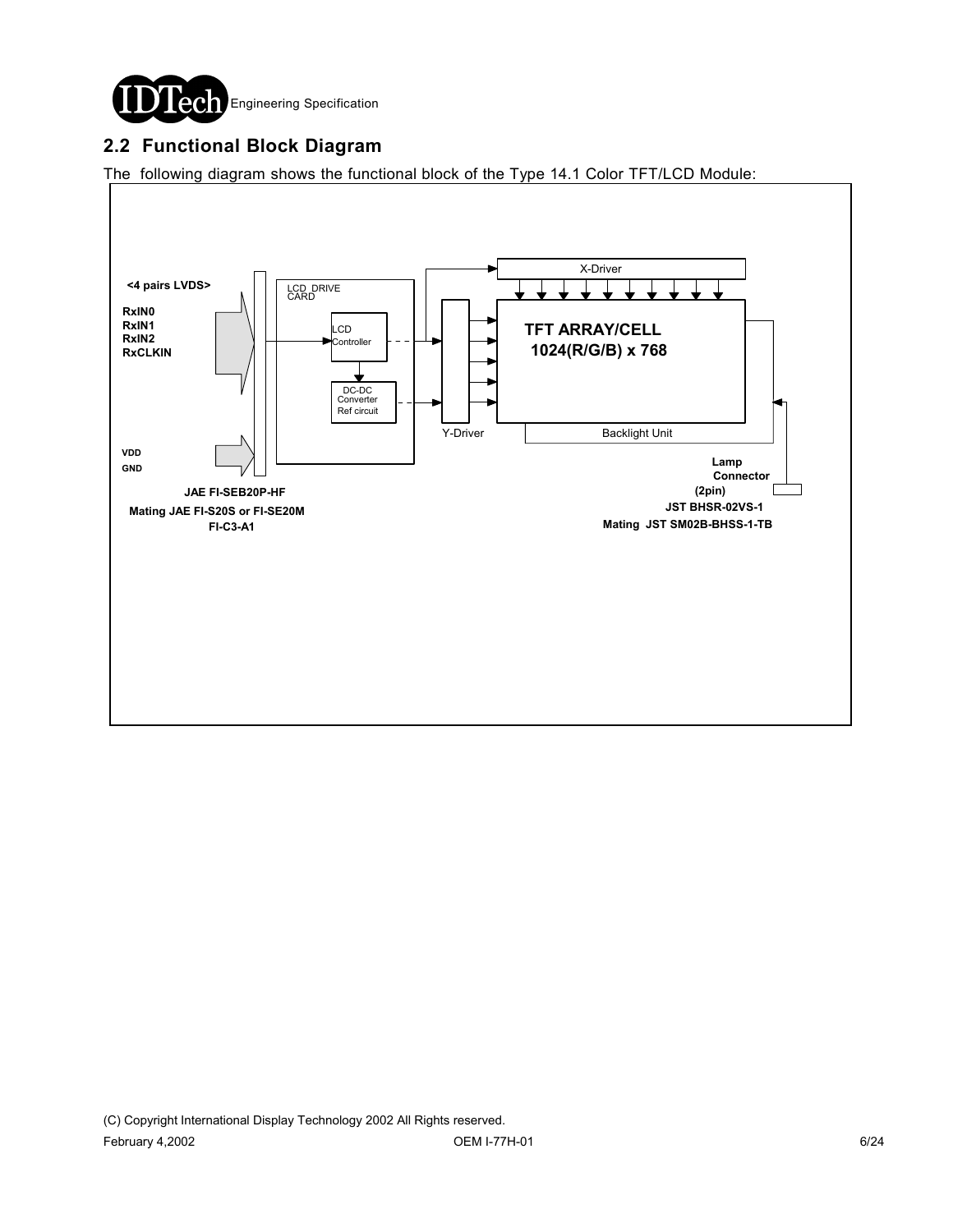## 2.2 Functional Block Diagram

The following diagram shows the functional block of the Type 14.1 Color TFT/LCD Module:

<4 pairs LVDS>

RxIN0
RxIN1
RxIN2
RxCLKIN

VDD
GND

JAE FI-SEB20P-HF
Mating JAE FI-S20S or FI-SE20M
FI-C3-A1

LCD DRIVE CARD

LCD Controller

DC-DC Converter Ref circuit

X-Driver

Y-Driver

TFT ARRAY/CELL
1024(R/G/B) x 768

Backlight Unit

Lamp Connector (2pin)
JST BHSR-02VS-1
Mating JST SM02B-BHSS-1-TB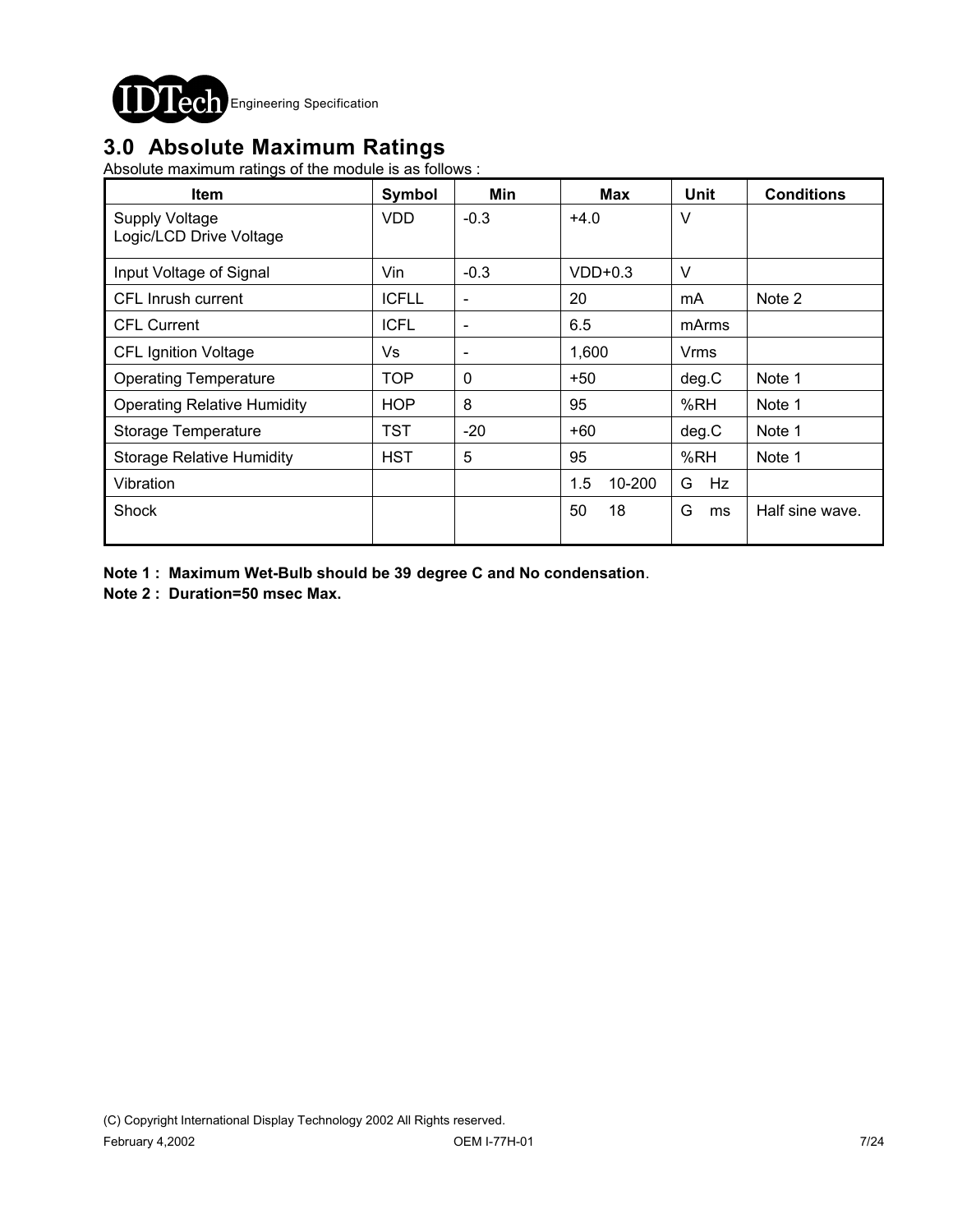## 3.0 Absolute Maximum Ratings

Absolute maximum ratings of the module is as follows :

| Item | Symbol | Min | Max | Unit | Conditions |
|---|---|---|---|---|---|
| Supply Voltage<br>Logic/LCD Drive Voltage | VDD | -0.3 | +4.0 | V | |
| Input Voltage of Signal | Vin | -0.3 | VDD+0.3 | V | |
| CFL Inrush current | ICFLL | - | 20 | mA | Note 2 |
| CFL Current | ICFL | - | 6.5 | mArms | |
| CFL Ignition Voltage | Vs | - | 1,600 | Vrms | |
| Operating Temperature | TOP | 0 | +50 | deg.C | Note 1 |
| Operating Relative Humidity | HOP | 8 | 95 | %RH | Note 1 |
| Storage Temperature | TST | -20 | +60 | deg.C | Note 1 |
| Storage Relative Humidity | HST | 5 | 95 | %RH | Note 1 |
| Vibration | | | 1.5 10-200 | G Hz | |
| Shock | | | 50 18 | G ms | Half sine wave. |

**Note 1 : Maximum Wet-Bulb should be 39 degree C and No condensation**.

**Note 2 : Duration=50 msec Max.**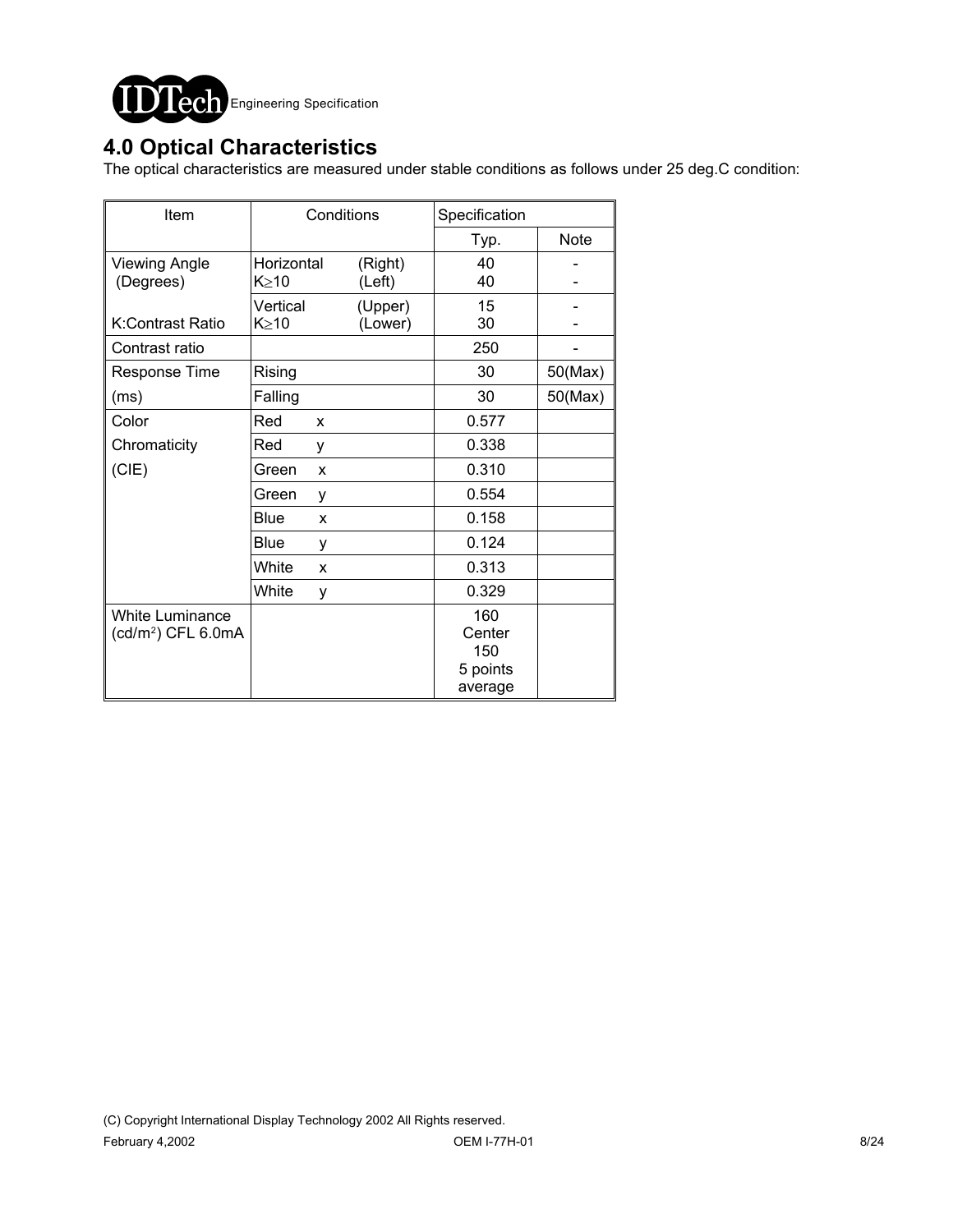# 4.0 Optical Characteristics

The optical characteristics are measured under stable conditions as follows under 25 deg.C condition:

| Item | Conditions | | Specification | |
|---|---|---|---|---|
| | | | Typ. | Note |
| Viewing Angle (Degrees) | Horizontal K≥10 | (Right) (Left) | 40 40 | - - |
| K:Contrast Ratio | Vertical K≥10 | (Upper) (Lower) | 15 30 | - - |
| Contrast ratio | | | 250 | - |
| Response Time | Rising | | 30 | 50(Max) |
| (ms) | Falling | | 30 | 50(Max) |
| Color | Red x | | 0.577 | |
| Chromaticity | Red y | | 0.338 | |
| (CIE) | Green x | | 0.310 | |
| | Green y | | 0.554 | |
| | Blue x | | 0.158 | |
| | Blue y | | 0.124 | |
| | White x | | 0.313 | |
| | White y | | 0.329 | |
| White Luminance ($cd/m^2$) CFL 6.0mA | | | 160 Center 150 5 points average | |

(C) Copyright International Display Technology 2002 All Rights reserved.

February 4,2002 OEM I-77H-01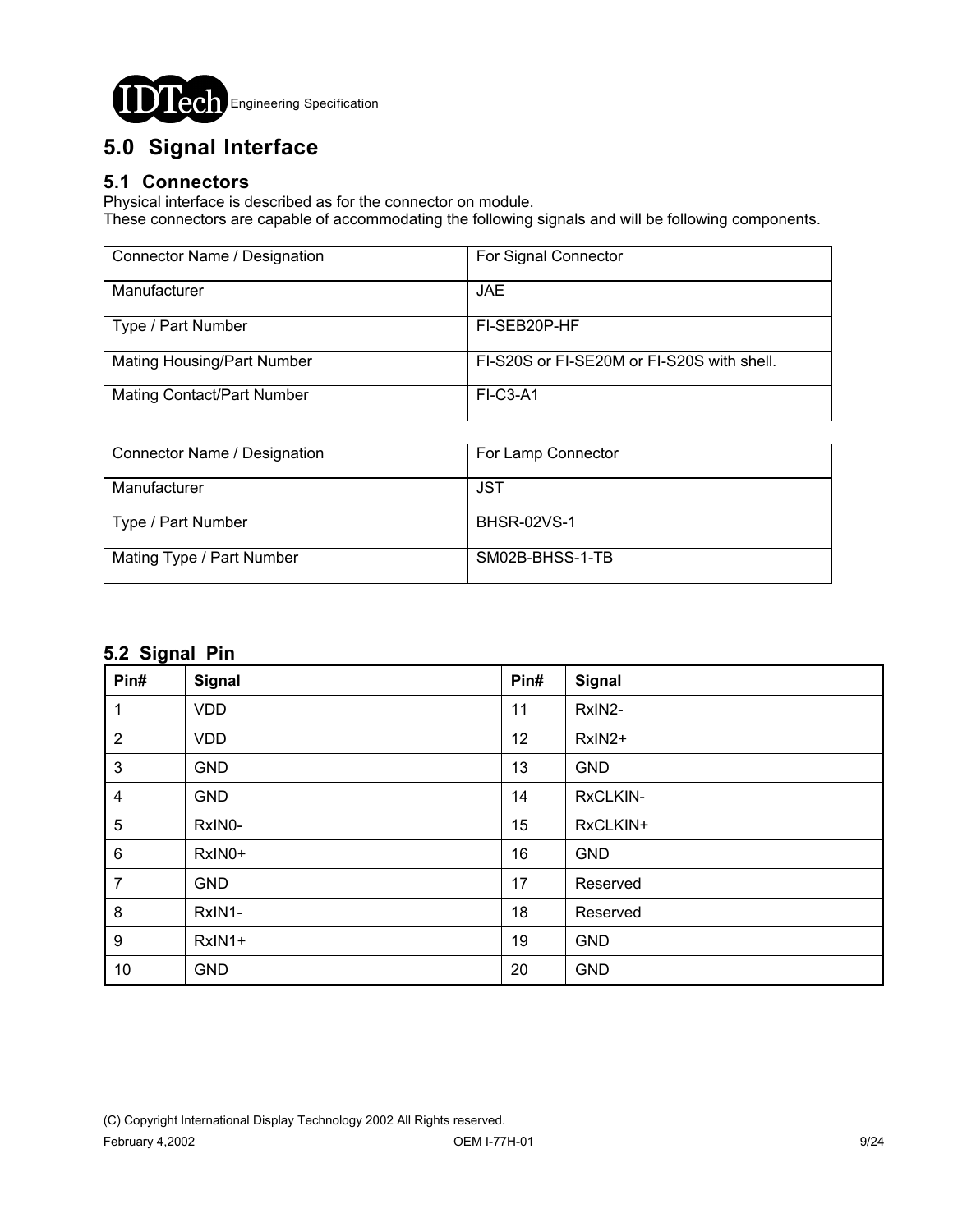# 5.0 Signal Interface

## 5.1 Connectors

Physical interface is described as for the connector on module.
These connectors are capable of accommodating the following signals and will be following components.

| Connector Name / Designation | For Signal Connector |
|---|---|
| Manufacturer | JAE |
| Type / Part Number | FI-SEB20P-HF |
| Mating Housing/Part Number | FI-S20S or FI-SE20M or FI-S20S with shell. |
| Mating Contact/Part Number | FI-C3-A1 |

| Connector Name / Designation | For Lamp Connector |
|---|---|
| Manufacturer | JST |
| Type / Part Number | BHSR-02VS-1 |
| Mating Type / Part Number | SM02B-BHSS-1-TB |

## 5.2 Signal Pin

| Pin# | Signal | Pin# | Signal |
|---|---|---|---|
| 1 | VDD | 11 | RxIN2- |
| 2 | VDD | 12 | RxIN2+ |
| 3 | GND | 13 | GND |
| 4 | GND | 14 | RxCLKIN- |
| 5 | RxIN0- | 15 | RxCLKIN+ |
| 6 | RxIN0+ | 16 | GND |
| 7 | GND | 17 | Reserved |
| 8 | RxIN1- | 18 | Reserved |
| 9 | RxIN1+ | 19 | GND |
| 10 | GND | 20 | GND |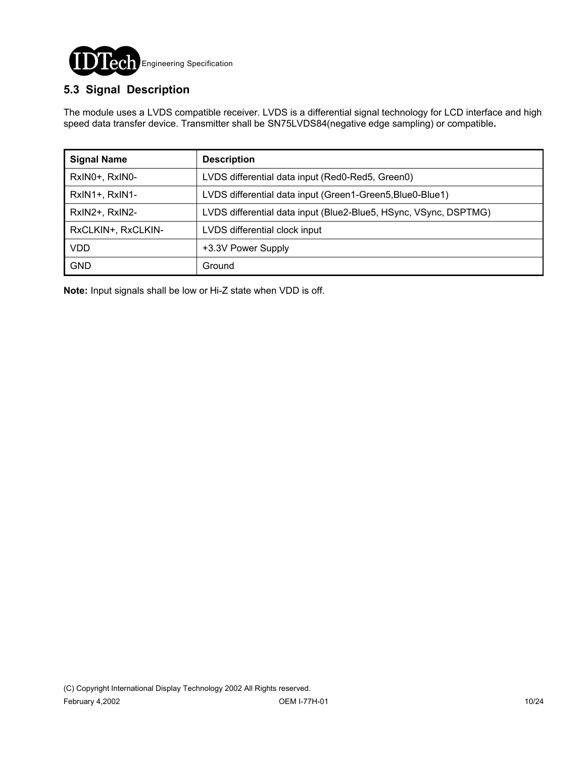## 5.3 Signal Description

The module uses a LVDS compatible receiver. LVDS is a differential signal technology for LCD interface and high speed data transfer device. Transmitter shall be SN75LVDS84(negative edge sampling) or compatible**.**

| Signal Name | Description |
|---|---|
| RxIN0+, RxIN0- | LVDS differential data input (Red0-Red5, Green0) |
| RxIN1+, RxIN1- | LVDS differential data input (Green1-Green5,Blue0-Blue1) |
| RxIN2+, RxIN2- | LVDS differential data input (Blue2-Blue5, HSync, VSync, DSPTMG) |
| RxCLKIN+, RxCLKIN- | LVDS differential clock input |
| VDD | +3.3V Power Supply |
| GND | Ground |

**Note:** Input signals shall be low or Hi-Z state when VDD is off.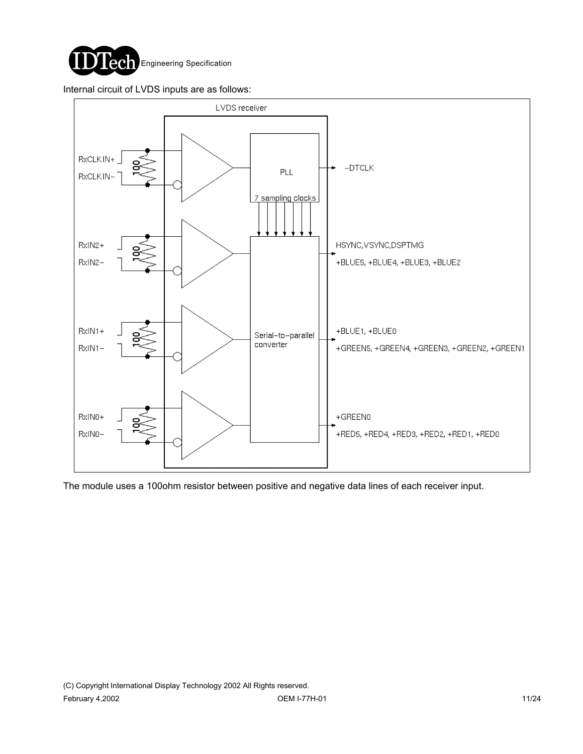Internal circuit of LVDS inputs are as follows:

LVDS receiver

RxCLKIN+
RxCLKIN−
100
PLL
−DTCLK
7 sampling clocks

RxIN2+
RxIN2−
100
HSYNC,VSYNC,DSPTMG
+BLUE5, +BLUE4, +BLUE3, +BLUE2

RxIN1+
RxIN1−
100
Serial−to−parallel converter
+BLUE1, +BLUE0
+GREEN5, +GREEN4, +GREEN3, +GREEN2, +GREEN1

RxIN0+
RxIN0−
100
+GREEN0
+RED5, +RED4, +RED3, +RED2, +RED1, +RED0

The module uses a 100ohm resistor between positive and negative data lines of each receiver input.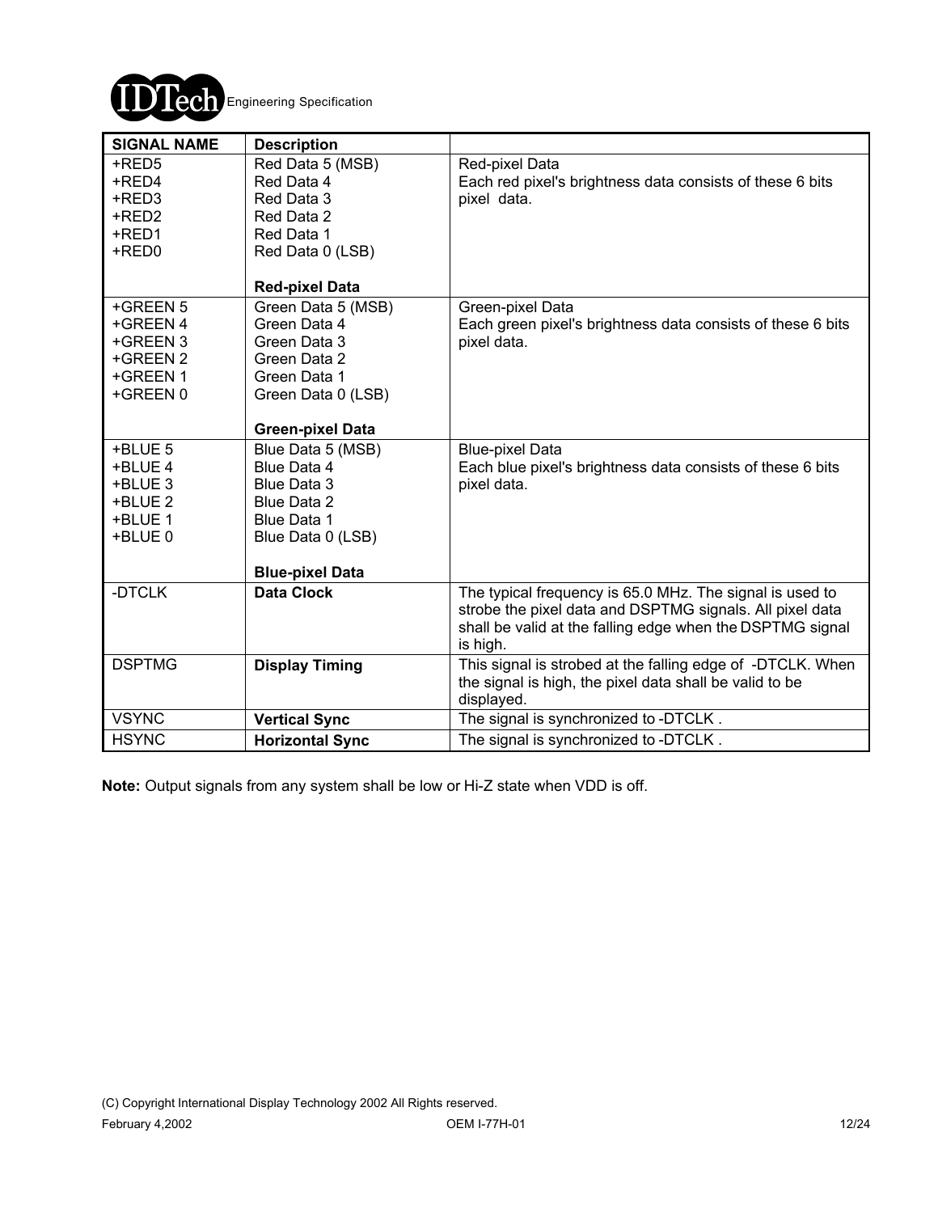| SIGNAL NAME | Description | |
|---|---|---|
| +RED5<br>+RED4<br>+RED3<br>+RED2<br>+RED1<br>+RED0 | Red Data 5 (MSB)<br>Red Data 4<br>Red Data 3<br>Red Data 2<br>Red Data 1<br>Red Data 0 (LSB)<br><br>**Red-pixel Data** | Red-pixel Data<br>Each red pixel's brightness data consists of these 6 bits pixel data. |
| +GREEN 5<br>+GREEN 4<br>+GREEN 3<br>+GREEN 2<br>+GREEN 1<br>+GREEN 0 | Green Data 5 (MSB)<br>Green Data 4<br>Green Data 3<br>Green Data 2<br>Green Data 1<br>Green Data 0 (LSB)<br><br>**Green-pixel Data** | Green-pixel Data<br>Each green pixel's brightness data consists of these 6 bits pixel data. |
| +BLUE 5<br>+BLUE 4<br>+BLUE 3<br>+BLUE 2<br>+BLUE 1<br>+BLUE 0 | Blue Data 5 (MSB)<br>Blue Data 4<br>Blue Data 3<br>Blue Data 2<br>Blue Data 1<br>Blue Data 0 (LSB)<br><br>**Blue-pixel Data** | Blue-pixel Data<br>Each blue pixel's brightness data consists of these 6 bits pixel data. |
| -DTCLK | **Data Clock** | The typical frequency is 65.0 MHz. The signal is used to strobe the pixel data and DSPTMG signals. All pixel data shall be valid at the falling edge when the DSPTMG signal is high. |
| DSPTMG | **Display Timing** | This signal is strobed at the falling edge of -DTCLK. When the signal is high, the pixel data shall be valid to be displayed. |
| VSYNC | **Vertical Sync** | The signal is synchronized to -DTCLK . |
| HSYNC | **Horizontal Sync** | The signal is synchronized to -DTCLK . |

**Note:** Output signals from any system shall be low or Hi-Z state when VDD is off.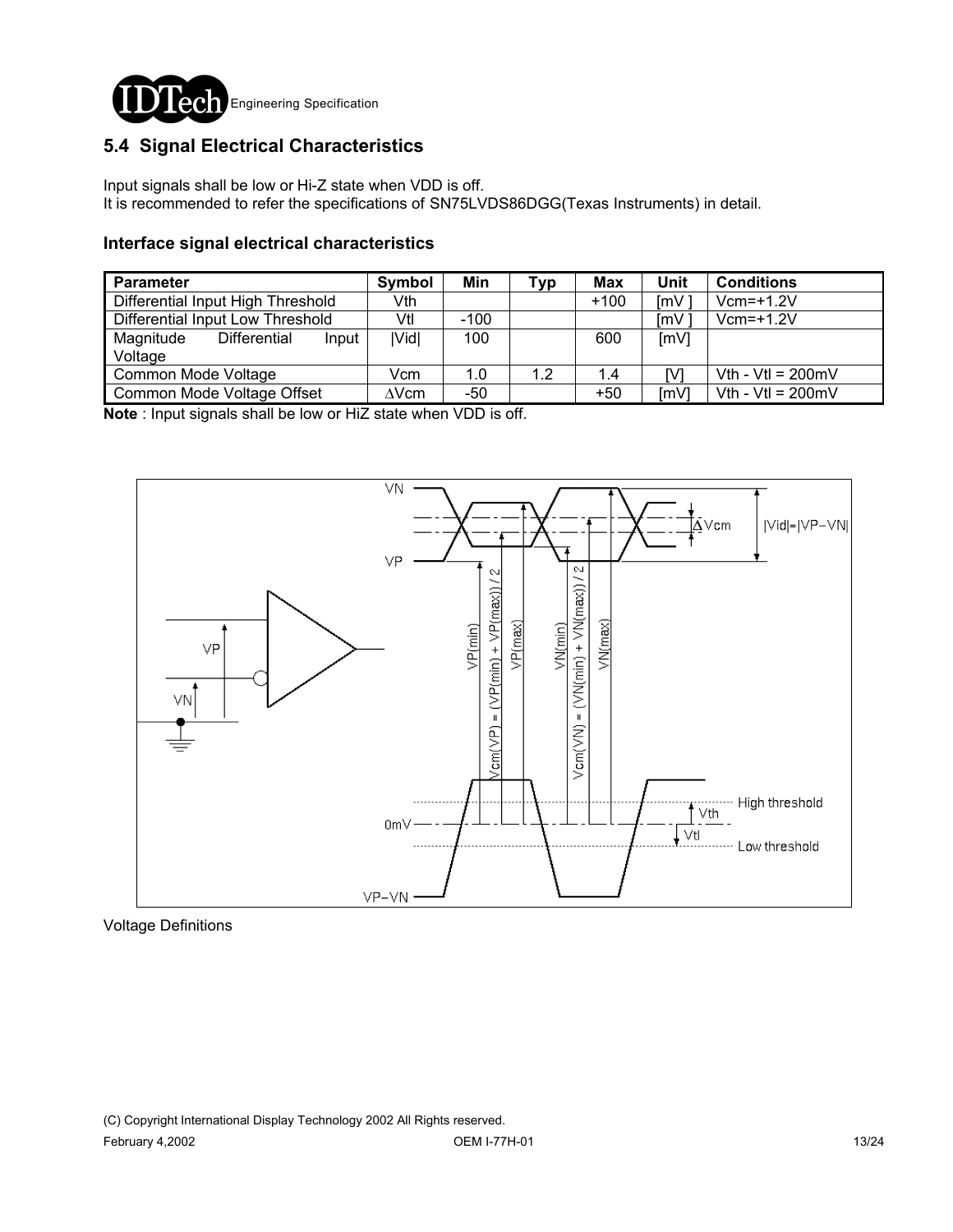## 5.4 Signal Electrical Characteristics

Input signals shall be low or Hi-Z state when VDD is off.
It is recommended to refer the specifications of SN75LVDS86DGG(Texas Instruments) in detail.

### Interface signal electrical characteristics

| Parameter | Symbol | Min | Typ | Max | Unit | Conditions |
|---|---|---|---|---|---|---|
| Differential Input High Threshold | Vth | | | +100 | [mV ] | Vcm=+1.2V |
| Differential Input Low Threshold | Vtl | -100 | | | [mV ] | Vcm=+1.2V |
| Magnitude Differential Input Voltage | \|Vid\| | 100 | | 600 | [mV] | |
| Common Mode Voltage | Vcm | 1.0 | 1.2 | 1.4 | [V] | Vth - Vtl = 200mV |
| Common Mode Voltage Offset | ΔVcm | -50 | | +50 | [mV] | Vth - Vtl = 200mV |

**Note** : Input signals shall be low or HiZ state when VDD is off.

Voltage Definitions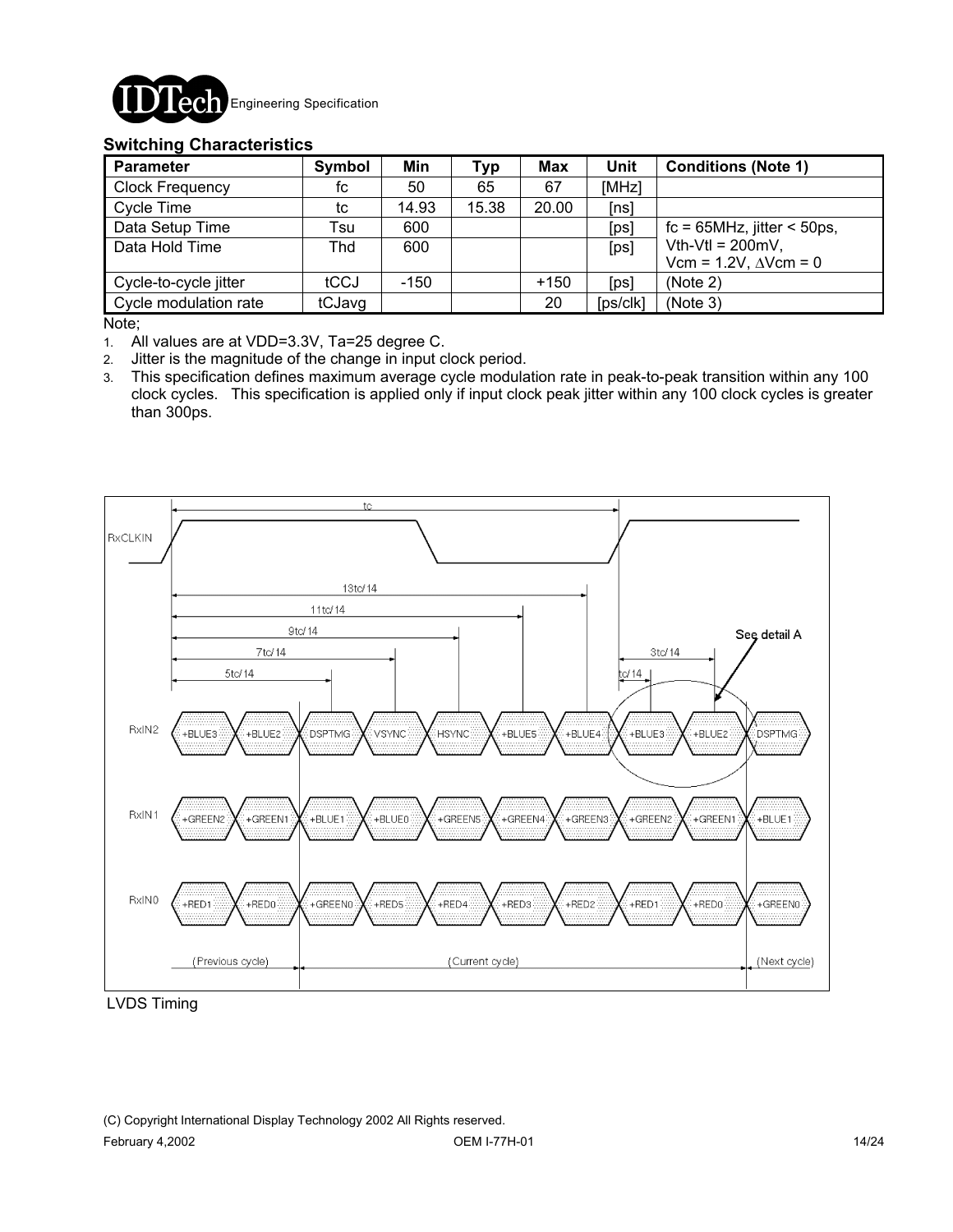### Switching Characteristics

| Parameter | Symbol | Min | Typ | Max | Unit | Conditions (Note 1) |
|---|---|---|---|---|---|---|
| Clock Frequency | fc | 50 | 65 | 67 | [MHz] | |
| Cycle Time | tc | 14.93 | 15.38 | 20.00 | [ns] | |
| Data Setup Time | Tsu | 600 | | | [ps] | fc = 65MHz, jitter < 50ps, |
| Data Hold Time | Thd | 600 | | | [ps] | Vth-Vtl = 200mV, Vcm = 1.2V, ∆Vcm = 0 |
| Cycle-to-cycle jitter | tCCJ | -150 | | +150 | [ps] | (Note 2) |
| Cycle modulation rate | tCJavg | | | 20 | [ps/clk] | (Note 3) |

Note;

1. All values are at VDD=3.3V, Ta=25 degree C.
2. Jitter is the magnitude of the change in input clock period.
3. This specification defines maximum average cycle modulation rate in peak-to-peak transition within any 100 clock cycles. This specification is applied only if input clock peak jitter within any 100 clock cycles is greater than 300ps.

LVDS Timing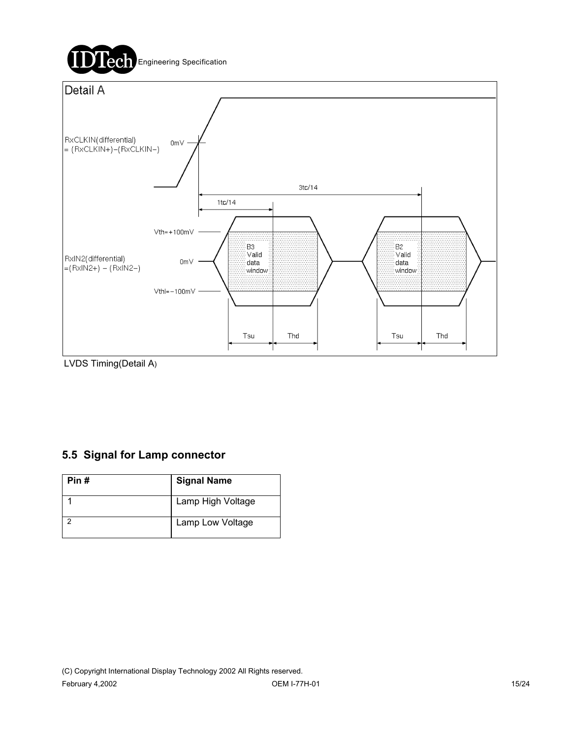Detail A

RxCLKIN(differential) = (RxCLKIN+)-(RxCLKIN-)

0mV

3tc/14

1tc/14

Vth=+100mV

RxIN2(differential) =(RxIN2+) - (RxIN2-)

0mV

Vthl=-100mV

B3 Valid data window

B2 Valid data window

Tsu Thd Tsu Thd

LVDS Timing(Detail A)

## 5.5 Signal for Lamp connector

| Pin # | Signal Name |
| --- | --- |
| 1 | Lamp High Voltage |
| 2 | Lamp Low Voltage |

(C) Copyright International Display Technology 2002 All Rights reserved.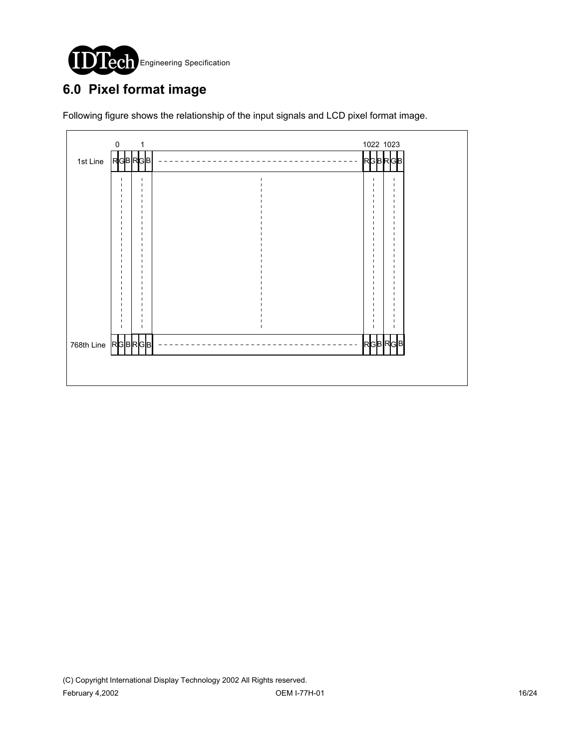# 6.0 Pixel format image

Following figure shows the relationship of the input signals and LCD pixel format image.

|  | 0 | 1 |  | 1022 | 1023 |
|---|---|---|---|---|---|
| 1st Line | RGB | RGB | ----- | RGB | RGB |
| ⋮ | ⋮ | ⋮ | ⋮ | ⋮ | ⋮ |
| 768th Line | RGB | RGB | ----- | RGB | RGB |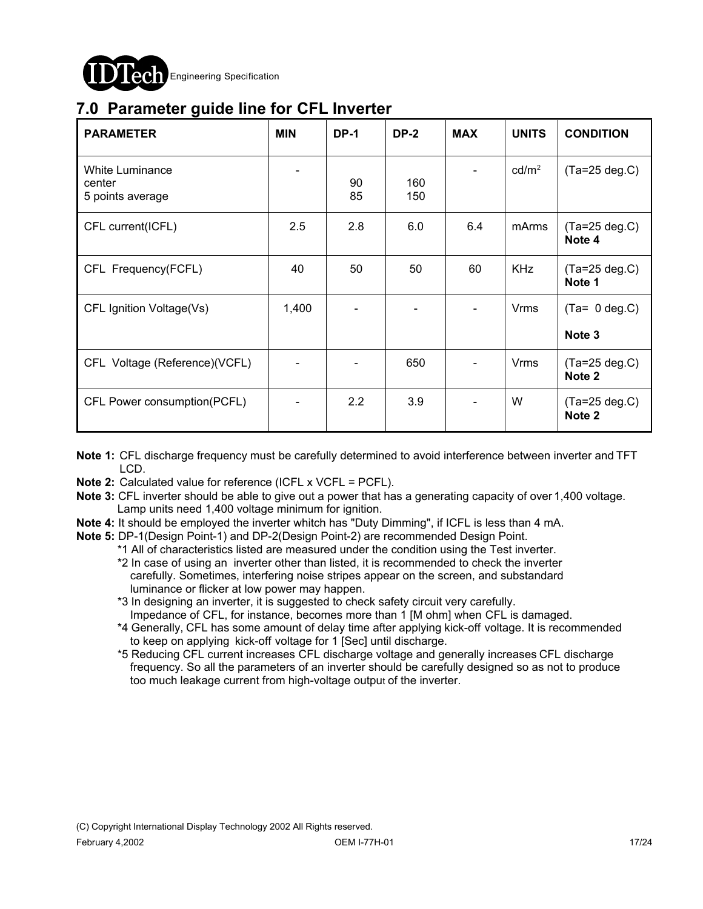## 7.0 Parameter guide line for CFL Inverter

| PARAMETER | MIN | DP-1 | DP-2 | MAX | UNITS | CONDITION |
|---|---|---|---|---|---|---|
| White Luminance<br>center<br>5 points average | - | <br>90<br>85 | <br>160<br>150 | - | $cd/m^2$ | (Ta=25 deg.C) |
| CFL current(ICFL) | 2.5 | 2.8 | 6.0 | 6.4 | mArms | (Ta=25 deg.C)<br>**Note 4** |
| CFL Frequency(FCFL) | 40 | 50 | 50 | 60 | KHz | (Ta=25 deg.C)<br>**Note 1** |
| CFL Ignition Voltage(Vs) | 1,400 | - | - | - | Vrms | (Ta= 0 deg.C)<br>**Note 3** |
| CFL Voltage (Reference)(VCFL) | - | - | 650 | - | Vrms | (Ta=25 deg.C)<br>**Note 2** |
| CFL Power consumption(PCFL) | - | 2.2 | 3.9 | - | W | (Ta=25 deg.C)<br>**Note 2** |

**Note 1:** CFL discharge frequency must be carefully determined to avoid interference between inverter and TFT LCD.

**Note 2:** Calculated value for reference (ICFL x VCFL = PCFL).

**Note 3:** CFL inverter should be able to give out a power that has a generating capacity of over 1,400 voltage. Lamp units need 1,400 voltage minimum for ignition.

**Note 4:** It should be employed the inverter whitch has "Duty Dimming", if ICFL is less than 4 mA.

**Note 5:** DP-1(Design Point-1) and DP-2(Design Point-2) are recommended Design Point.

*1 All of characteristics listed are measured under the condition using the Test inverter.

*2 In case of using an inverter other than listed, it is recommended to check the inverter carefully. Sometimes, interfering noise stripes appear on the screen, and substandard luminance or flicker at low power may happen.

*3 In designing an inverter, it is suggested to check safety circuit very carefully. Impedance of CFL, for instance, becomes more than 1 [M ohm] when CFL is damaged.

*4 Generally, CFL has some amount of delay time after applying kick-off voltage. It is recommended to keep on applying kick-off voltage for 1 [Sec] until discharge.

*5 Reducing CFL current increases CFL discharge voltage and generally increases CFL discharge frequency. So all the parameters of an inverter should be carefully designed so as not to produce too much leakage current from high-voltage output of the inverter.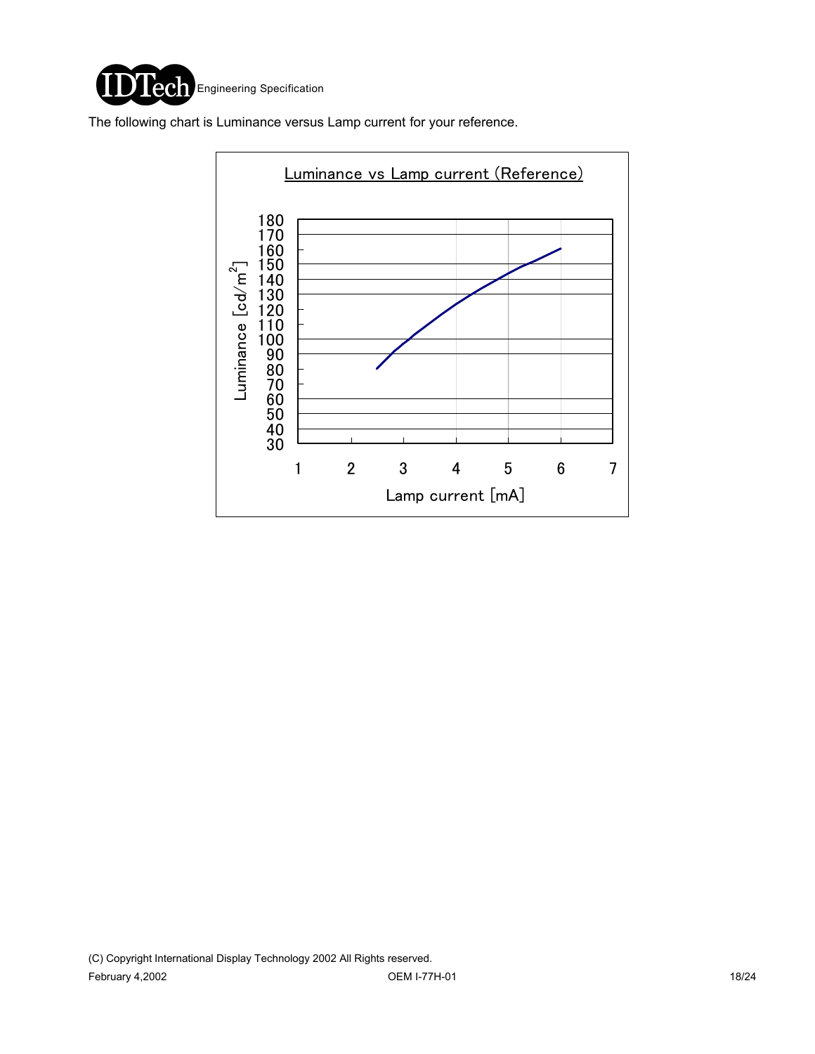The following chart is Luminance versus Lamp current for your reference.

**Luminance vs Lamp current (Reference)**

Luminance [cd/m$^2$]

180
170
160
150
140
130
120
110
100
90
80
70
60
50
40
30

1 2 3 4 5 6 7

Lamp current [mA]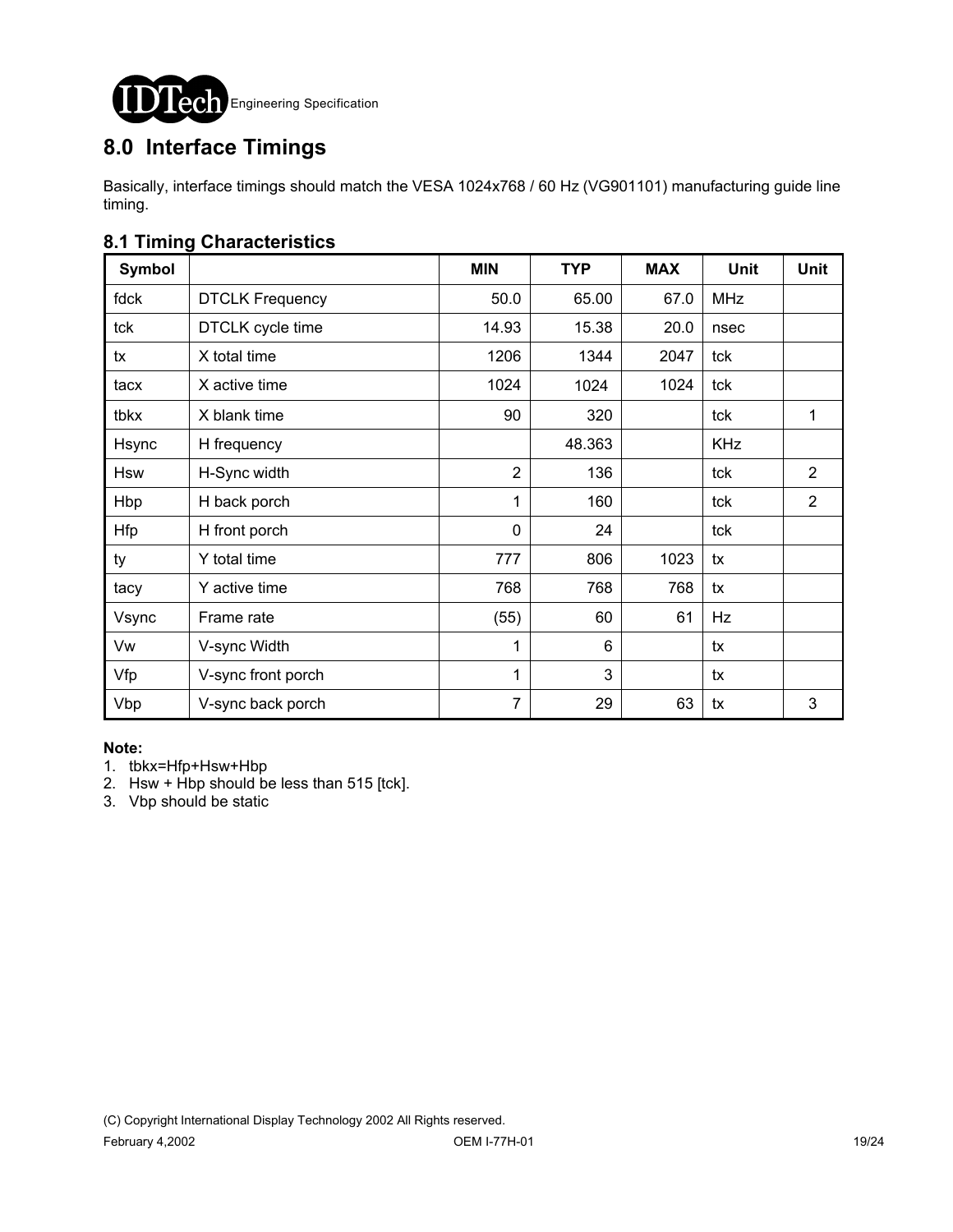## 8.0 Interface Timings

Basically, interface timings should match the VESA 1024x768 / 60 Hz (VG901101) manufacturing guide line timing.

### 8.1 Timing Characteristics

| Symbol | | MIN | TYP | MAX | Unit | Unit |
|---|---|---|---|---|---|---|
| fdck | DTCLK Frequency | 50.0 | 65.00 | 67.0 | MHz | |
| tck | DTCLK cycle time | 14.93 | 15.38 | 20.0 | nsec | |
| tx | X total time | 1206 | 1344 | 2047 | tck | |
| tacx | X active time | 1024 | 1024 | 1024 | tck | |
| tbkx | X blank time | 90 | 320 | | tck | 1 |
| Hsync | H frequency | | 48.363 | | KHz | |
| Hsw | H-Sync width | 2 | 136 | | tck | 2 |
| Hbp | H back porch | 1 | 160 | | tck | 2 |
| Hfp | H front porch | 0 | 24 | | tck | |
| ty | Y total time | 777 | 806 | 1023 | tx | |
| tacy | Y active time | 768 | 768 | 768 | tx | |
| Vsync | Frame rate | (55) | 60 | 61 | Hz | |
| Vw | V-sync Width | 1 | 6 | | tx | |
| Vfp | V-sync front porch | 1 | 3 | | tx | |
| Vbp | V-sync back porch | 7 | 29 | 63 | tx | 3 |

**Note:**

1. tbkx=Hfp+Hsw+Hbp
2. Hsw + Hbp should be less than 515 [tck].
3. Vbp should be static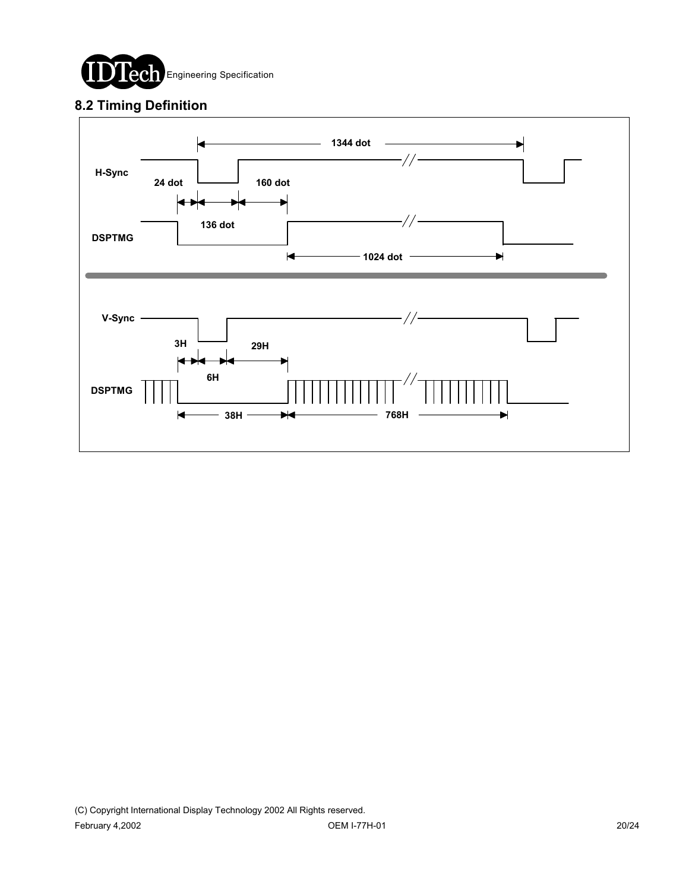## 8.2 Timing Definition

H-Sync

DSPTMG

1344 dot

24 dot

136 dot

160 dot

1024 dot

V-Sync

DSPTMG

3H

6H

29H

38H

768H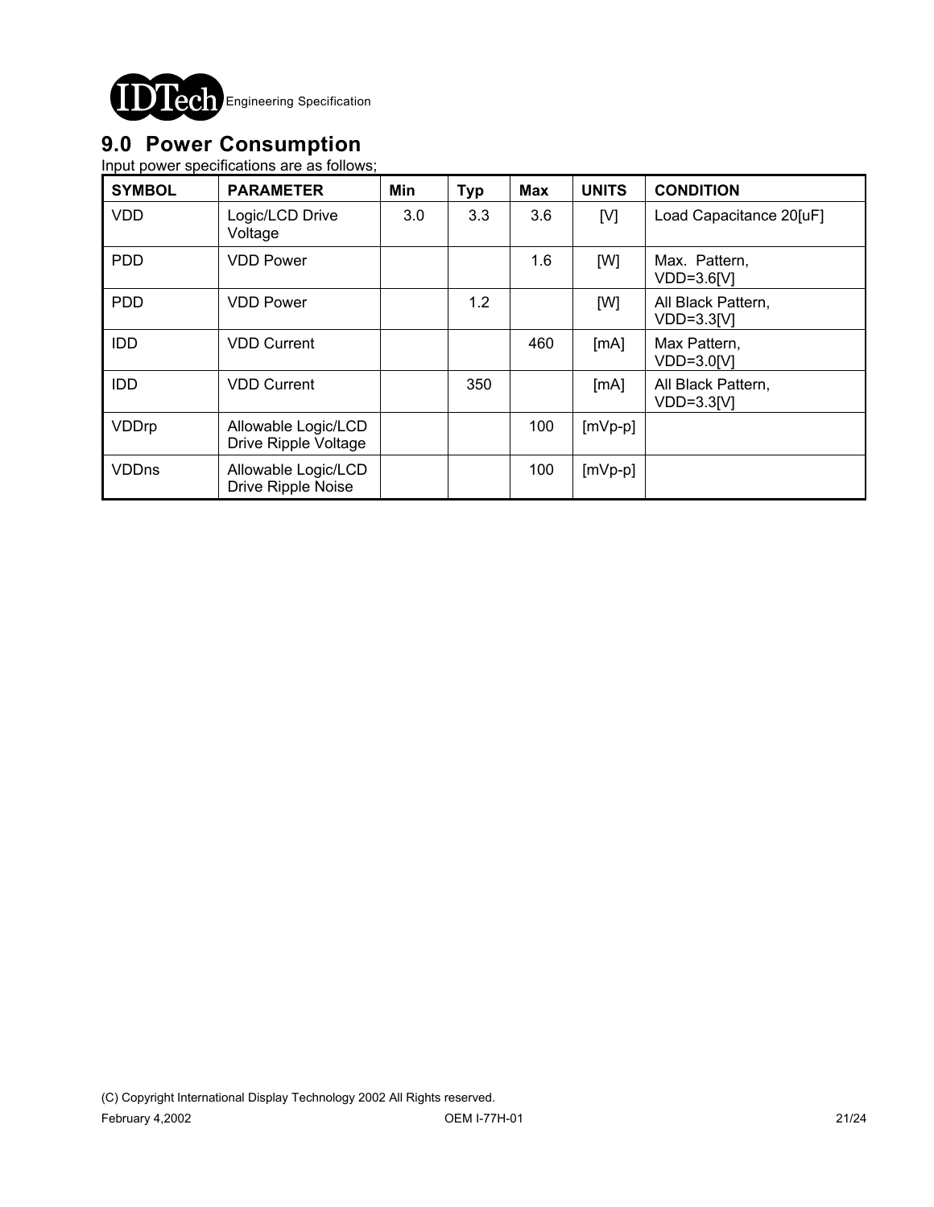## 9.0 Power Consumption

Input power specifications are as follows;

| SYMBOL | PARAMETER | Min | Typ | Max | UNITS | CONDITION |
|---|---|---|---|---|---|---|
| VDD | Logic/LCD Drive Voltage | 3.0 | 3.3 | 3.6 | [V] | Load Capacitance 20[uF] |
| PDD | VDD Power | | | 1.6 | [W] | Max. Pattern, VDD=3.6[V] |
| PDD | VDD Power | | 1.2 | | [W] | All Black Pattern, VDD=3.3[V] |
| IDD | VDD Current | | | 460 | [mA] | Max Pattern, VDD=3.0[V] |
| IDD | VDD Current | | 350 | | [mA] | All Black Pattern, VDD=3.3[V] |
| VDDrp | Allowable Logic/LCD Drive Ripple Voltage | | | 100 | [mVp-p] | |
| VDDns | Allowable Logic/LCD Drive Ripple Noise | | | 100 | [mVp-p] | |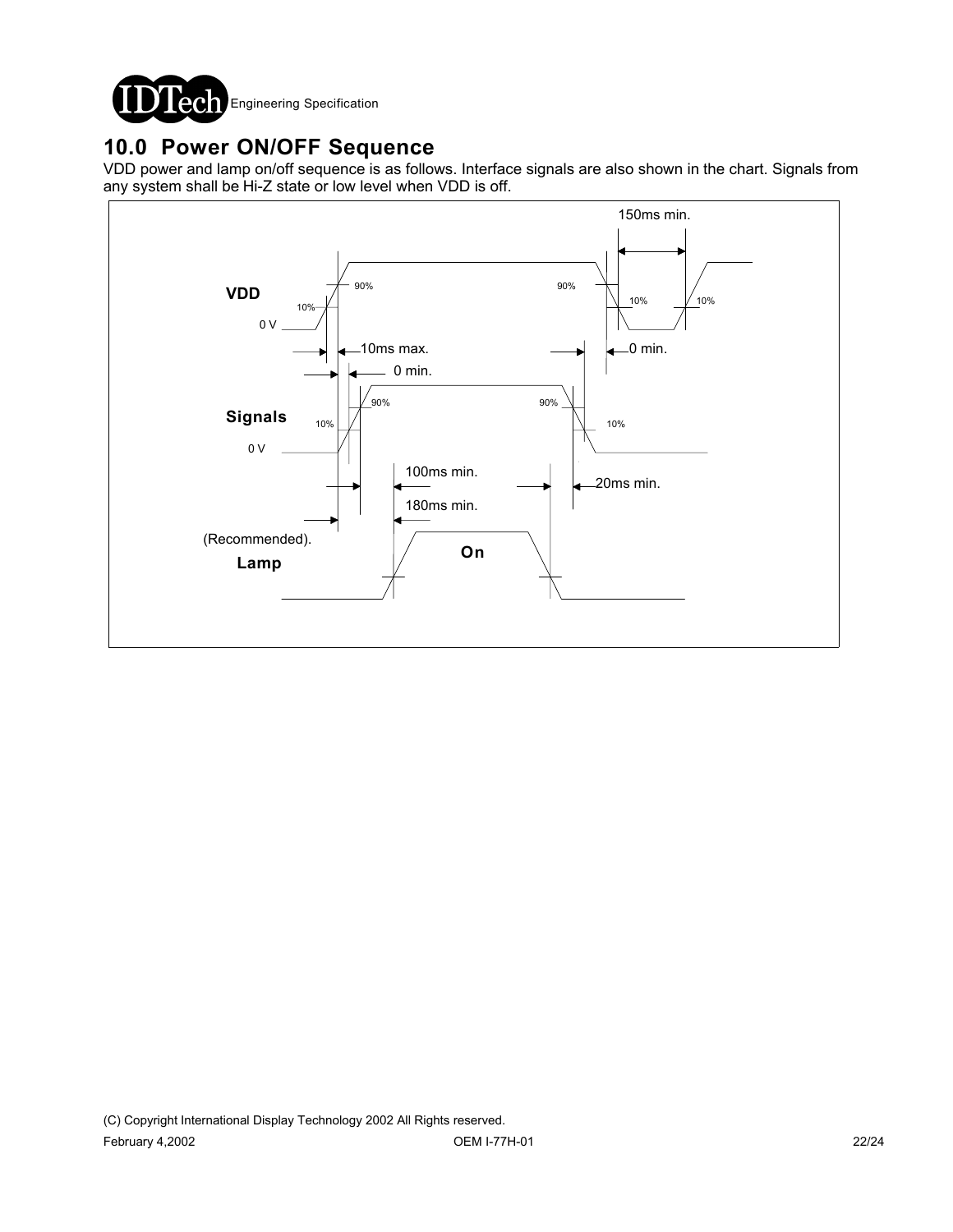# 10.0 Power ON/OFF Sequence

VDD power and lamp on/off sequence is as follows. Interface signals are also shown in the chart. Signals from any system shall be Hi-Z state or low level when VDD is off.

150ms min.

VDD

90%

90%

10%

10%

10%

0 V

10ms max.

0 min.

0 min.

Signals

90%

90%

10%

10%

0 V

100ms min.

20ms min.

180ms min.

(Recommended).

Lamp

On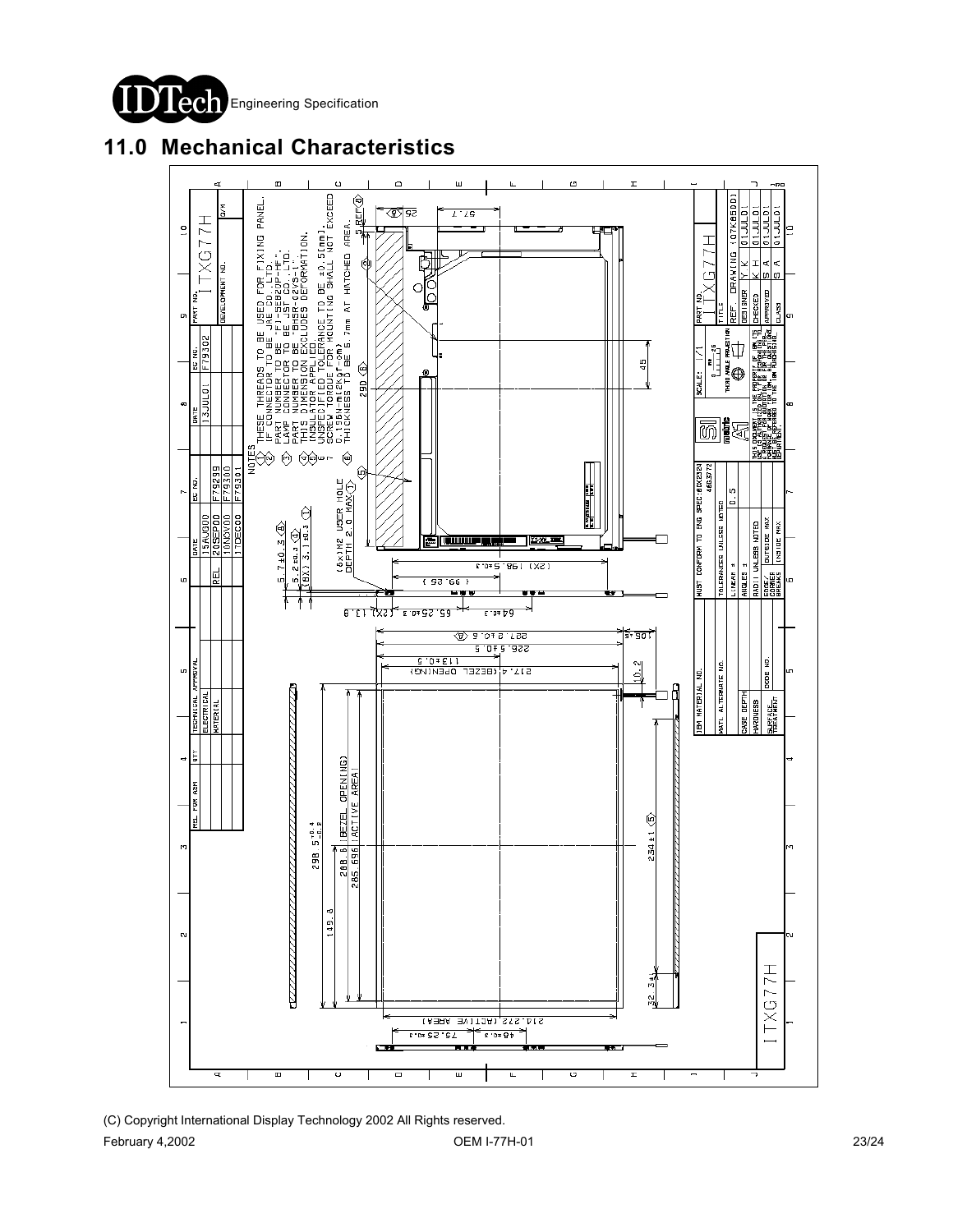## 11.0 Mechanical Characteristics

NOTES

1. THESE THREADS TO BE USED FOR FIXING PANEL.
2. I/F CONNECTOR TO BE JAE CO.,LTD. PART NUMBER TO BE "FI-SEB20P-HF".
3. LAMP CONNECTOR TO BE JST CO.,LTD. PART NUMBER TO BE "BHSR-02VS-1".
4. THIS DIMENSION EXCLUDES DEFORMATION.
5. INSULATOR APPLIED.
6. UNSPECIFIED TOLERANCE TO BE ±0.5[mm].
7. SCREW TORQUE FOR MOUNTING SHALL NOT EXCEED 0.196N-m(2kgf-cm)
8. THICKNESS TO BE 6.7mm AT HATCHED AREA.

| REL | DATE | EC NO. |
|---|---|---|
| | 15AUG00 | F79299 |
| | 20SEP00 | F79300 |
| | 10NOV00 | F79301 |
| | 17DEC00 | |
| | 13JUL01 | F79302 |

PART NO. ITXG77H

TITLE: ITXG77H

SCALE: 1/1

| | | |
|---|---|---|
| REF. | DRAWING | (07K8500) |
| DESIGNER | Y.K | 01JUL01 |
| CHECKED | K.H | 01JUL01 |
| APPROVED | S.A | 01JUL01 |
| CLASS | S.A | 01JUL01 |

MUST CONFORM TO ENG SPEC 6CX2324 / 46G3772

| | |
|---|---|
| TOLERANCES UNLESS NOTED | |
| LINEAR ± | 0.5 |
| ANGLES ± | |
| RADII UNLESS NOTED | |
| EDGE/CORNER BREAKS | OUTSIDE MAX / INSIDE MAX |

IBM MATERIAL NO. / MATL ALTERNATE NO. / CASE DEPTH / HARDNESS / SURFACE TREATMENT / CODE NO.

THIS DOCUMENT IS THE PROPERTY OF IBM. ITS USE IS AUTHORIZED ONLY FOR RESPONDING TO A REQUEST FOR QUOTATION OR FOR THE PERFORMANCE OF WORK FOR IBM. QUESTIONS SHOULD BE REFERRED TO THE IBM PURCHASING AUTHORITY.

Dimensions: 298.5 (+0.4/−0.2); 288.8 (BEZEL OPENING); 285.696 (ACTIVE AREA); 149.8; 234±1 ⑤; 32.3±1; 217.4 (BEZEL OPENING); 113±0.5; 226.5±0.5; 227.2±0.5 ④; 10.2; 10.5; 214.272 (ACTIVE AREA); 75.25±0.3; 48±0.3; (2X) 198.5±0.3; (99.25); 65.25±0.3; 64±0.3; (2X) 13.8; 5.7±0.3 ④; 5.2±0.3 ①; (8X) 3.1±0.3 ①; (6x) M2 USER HOLE DEPTH 2.0 MAX ①; 290 ⑥; 45; 57.1; 25 ⑥; REF ④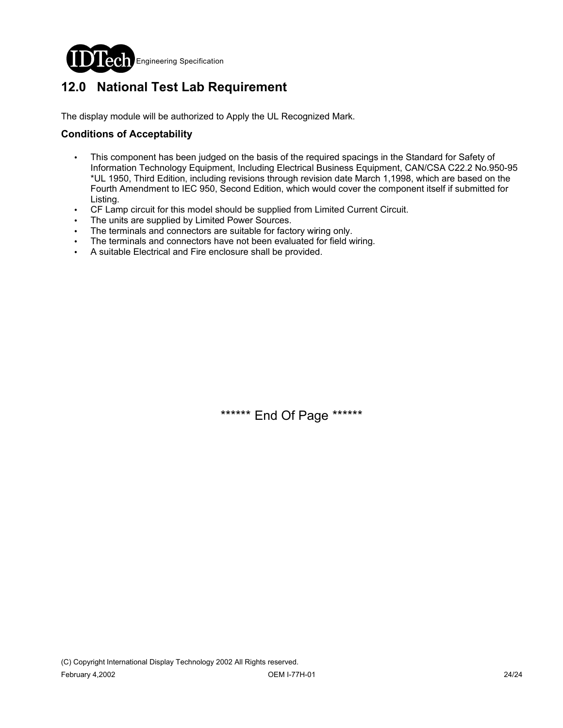## 12.0 National Test Lab Requirement

The display module will be authorized to Apply the UL Recognized Mark.

### Conditions of Acceptability

- This component has been judged on the basis of the required spacings in the Standard for Safety of Information Technology Equipment, Including Electrical Business Equipment, CAN/CSA C22.2 No.950-95 *UL 1950, Third Edition, including revisions through revision date March 1,1998, which are based on the Fourth Amendment to IEC 950, Second Edition, which would cover the component itself if submitted for Listing.
- CF Lamp circuit for this model should be supplied from Limited Current Circuit.
- The units are supplied by Limited Power Sources.
- The terminals and connectors are suitable for factory wiring only.
- The terminals and connectors have not been evaluated for field wiring.
- A suitable Electrical and Fire enclosure shall be provided.

****** End Of Page ******